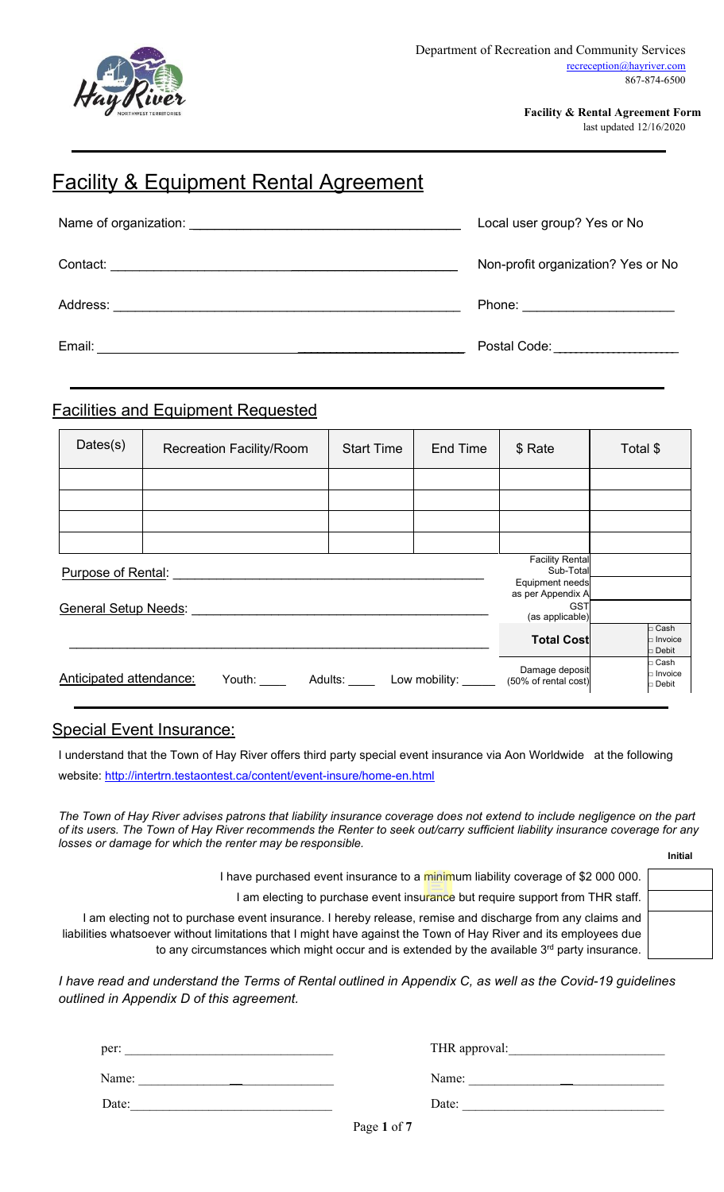Department of Recreation and Community Services
recreception@hayriver.com
867-874-6500

**Facility & Rental Agreement Form**
last updated 12/16/2020

# Facility & Equipment Rental Agreement

Name of organization: ____________________________________ Local user group? Yes or No

Contact: ____________________________________ Non-profit organization? Yes or No

Address: ____________________________________ Phone: ____________________

Email: ____________________________________ Postal Code: ____________________

## Facilities and Equipment Requested

| Dates(s) | Recreation Facility/Room | Start Time | End Time | $ Rate | Total $ |
|---|---|---|---|---|---|
| | | | | | |
| | | | | | |
| | | | | | |
| | | | | | |

Purpose of Rental: ____________________________________

General Setup Needs: ____________________________________

____________________________________

Anticipated attendance: Youth: ____ Adults: ____ Low mobility: _____

| | |
|---|---|
| Facility Rental Sub-Total | |
| Equipment needs as per Appendix A | |
| GST (as applicable) | |
| **Total Cost** | □ Cash □ Invoice □ Debit |
| Damage deposit (50% of rental cost) | □ Cash □ Invoice □ Debit |

## Special Event Insurance:

I understand that the Town of Hay River offers third party special event insurance via Aon Worldwide at the following website: http://intertrn.testaontest.ca/content/event-insure/home-en.html

*The Town of Hay River advises patrons that liability insurance coverage does not extend to include negligence on the part of its users. The Town of Hay River recommends the Renter to seek out/carry sufficient liability insurance coverage for any losses or damage for which the renter may be responsible.*

| | Initial |
|---|---|
| I have purchased event insurance to a minimum liability coverage of $2 000 000. | |
| I am electing to purchase event insurance but require support from THR staff. | |
| I am electing not to purchase event insurance. I hereby release, remise and discharge from any claims and liabilities whatsoever without limitations that I might have against the Town of Hay River and its employees due to any circumstances which might occur and is extended by the available 3rd party insurance. | |

*I have read and understand the Terms of Rental outlined in Appendix C, as well as the Covid-19 guidelines outlined in Appendix D of this agreement.*

per: ____________________________ THR approval: ____________________________

Name: ____________________________ Name: ____________________________

Date: ____________________________ Date: ____________________________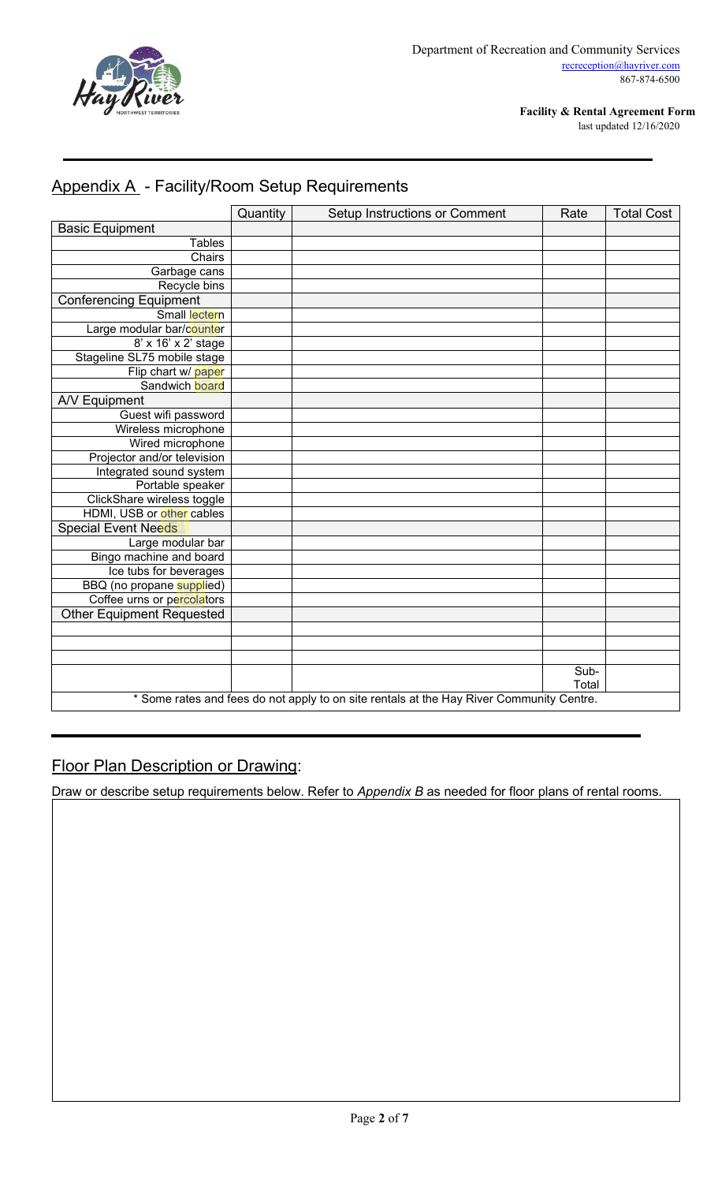Department of Recreation and Community Services
recreception@hayriver.com
867-874-6500

**Facility & Rental Agreement Form**
last updated 12/16/2020

## Appendix A - Facility/Room Setup Requirements

| | Quantity | Setup Instructions or Comment | Rate | Total Cost |
|---|---|---|---|---|
| Basic Equipment | | | | |
| Tables | | | | |
| Chairs | | | | |
| Garbage cans | | | | |
| Recycle bins | | | | |
| Conferencing Equipment | | | | |
| Small lectern | | | | |
| Large modular bar/counter | | | | |
| 8' x 16' x 2' stage | | | | |
| Stageline SL75 mobile stage | | | | |
| Flip chart w/ paper | | | | |
| Sandwich board | | | | |
| A/V Equipment | | | | |
| Guest wifi password | | | | |
| Wireless microphone | | | | |
| Wired microphone | | | | |
| Projector and/or television | | | | |
| Integrated sound system | | | | |
| Portable speaker | | | | |
| ClickShare wireless toggle | | | | |
| HDMI, USB or other cables | | | | |
| Special Event Needs | | | | |
| Large modular bar | | | | |
| Bingo machine and board | | | | |
| Ice tubs for beverages | | | | |
| BBQ (no propane supplied) | | | | |
| Coffee urns or percolators | | | | |
| Other Equipment Requested | | | | |
| | | | | |
| | | | | |
| | | | | |
| | | | Sub-Total | |

\* Some rates and fees do not apply to on site rentals at the Hay River Community Centre.

## Floor Plan Description or Drawing:

Draw or describe setup requirements below. Refer to *Appendix B* as needed for floor plans of rental rooms.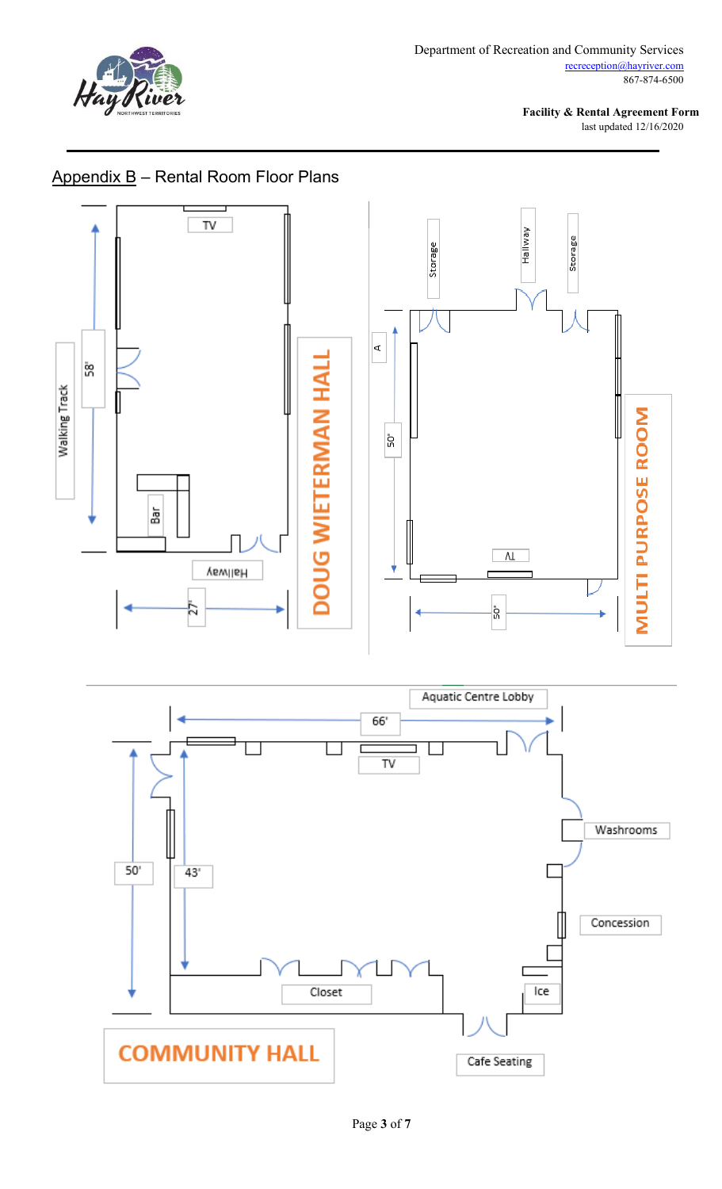Department of Recreation and Community Services
recreception@hayriver.com
867-874-6500

**Facility & Rental Agreement Form**
last updated 12/16/2020

## Appendix B – Rental Room Floor Plans

**DOUG WIETERMAN HALL**

TV

Walking Track

58'

Bar

Hallway

27'

**MULTI PURPOSE ROOM**

Storage

Hallway

Storage

A

50'

TV

50'

**COMMUNITY HALL**

Aquatic Centre Lobby

66'

TV

50'

43'

Washrooms

Concession

Closet

Ice

Cafe Seating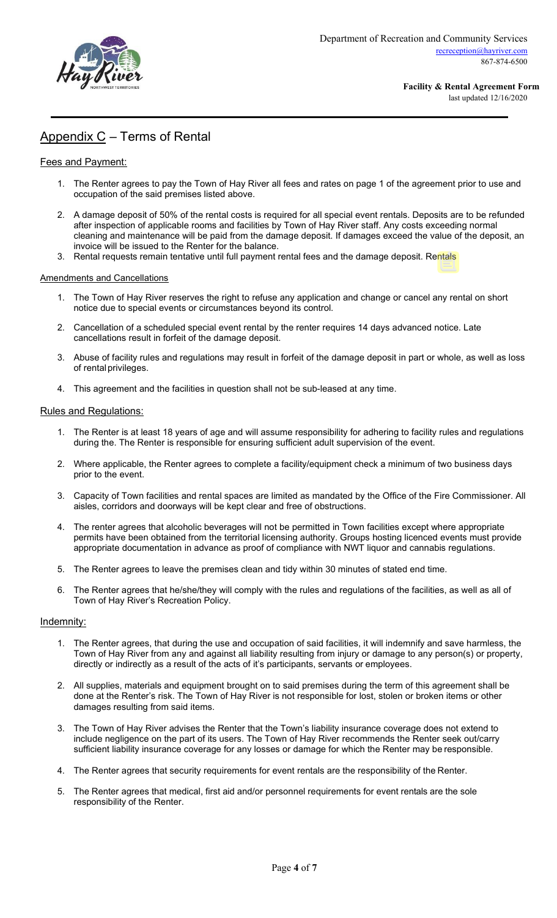Department of Recreation and Community Services
recreception@hayriver.com
867-874-6500

**Facility & Rental Agreement Form**
last updated 12/16/2020

## Appendix C – Terms of Rental

### Fees and Payment:

1. The Renter agrees to pay the Town of Hay River all fees and rates on page 1 of the agreement prior to use and occupation of the said premises listed above.
2. A damage deposit of 50% of the rental costs is required for all special event rentals. Deposits are to be refunded after inspection of applicable rooms and facilities by Town of Hay River staff. Any costs exceeding normal cleaning and maintenance will be paid from the damage deposit. If damages exceed the value of the deposit, an invoice will be issued to the Renter for the balance.
3. Rental requests remain tentative until full payment rental fees and the damage deposit. Rentals

### Amendments and Cancellations

1. The Town of Hay River reserves the right to refuse any application and change or cancel any rental on short notice due to special events or circumstances beyond its control.
2. Cancellation of a scheduled special event rental by the renter requires 14 days advanced notice. Late cancellations result in forfeit of the damage deposit.
3. Abuse of facility rules and regulations may result in forfeit of the damage deposit in part or whole, as well as loss of rental privileges.
4. This agreement and the facilities in question shall not be sub-leased at any time.

### Rules and Regulations:

1. The Renter is at least 18 years of age and will assume responsibility for adhering to facility rules and regulations during the. The Renter is responsible for ensuring sufficient adult supervision of the event.
2. Where applicable, the Renter agrees to complete a facility/equipment check a minimum of two business days prior to the event.
3. Capacity of Town facilities and rental spaces are limited as mandated by the Office of the Fire Commissioner. All aisles, corridors and doorways will be kept clear and free of obstructions.
4. The renter agrees that alcoholic beverages will not be permitted in Town facilities except where appropriate permits have been obtained from the territorial licensing authority. Groups hosting licenced events must provide appropriate documentation in advance as proof of compliance with NWT liquor and cannabis regulations.
5. The Renter agrees to leave the premises clean and tidy within 30 minutes of stated end time.
6. The Renter agrees that he/she/they will comply with the rules and regulations of the facilities, as well as all of Town of Hay River's Recreation Policy.

### Indemnity:

1. The Renter agrees, that during the use and occupation of said facilities, it will indemnify and save harmless, the Town of Hay River from any and against all liability resulting from injury or damage to any person(s) or property, directly or indirectly as a result of the acts of it's participants, servants or employees.
2. All supplies, materials and equipment brought on to said premises during the term of this agreement shall be done at the Renter's risk. The Town of Hay River is not responsible for lost, stolen or broken items or other damages resulting from said items.
3. The Town of Hay River advises the Renter that the Town's liability insurance coverage does not extend to include negligence on the part of its users. The Town of Hay River recommends the Renter seek out/carry sufficient liability insurance coverage for any losses or damage for which the Renter may be responsible.
4. The Renter agrees that security requirements for event rentals are the responsibility of the Renter.
5. The Renter agrees that medical, first aid and/or personnel requirements for event rentals are the sole responsibility of the Renter.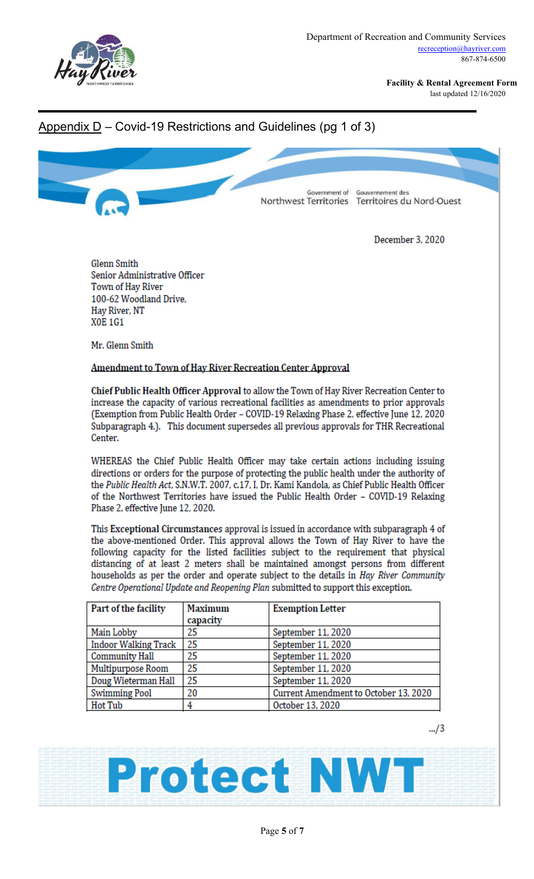Department of Recreation and Community Services
recreception@hayriver.com
867-874-6500

**Facility & Rental Agreement Form**
last updated 12/16/2020

## Appendix D – Covid-19 Restrictions and Guidelines (pg 1 of 3)

Government of Northwest Territories | Gouvernement des Territoires du Nord-Ouest

December 3, 2020

Glenn Smith
Senior Administrative Officer
Town of Hay River
100-62 Woodland Drive,
Hay River, NT
X0E 1G1

Mr. Glenn Smith

**Amendment to Town of Hay River Recreation Center Approval**

**Chief Public Health Officer Approval** to allow the Town of Hay River Recreation Center to increase the capacity of various recreational facilities as amendments to prior approvals (Exemption from Public Health Order – COVID-19 Relaxing Phase 2, effective June 12, 2020 Subparagraph 4.). This document supersedes all previous approvals for THR Recreational Center.

WHEREAS the Chief Public Health Officer may take certain actions including issuing directions or orders for the purpose of protecting the public health under the authority of the *Public Health Act*, S.N.W.T. 2007, c.17, I, Dr. Kami Kandola, as Chief Public Health Officer of the Northwest Territories have issued the Public Health Order – COVID-19 Relaxing Phase 2, effective June 12, 2020.

This **Exceptional Circumstances** approval is issued in accordance with subparagraph 4 of the above-mentioned Order. This approval allows the Town of Hay River to have the following capacity for the listed facilities subject to the requirement that physical distancing of at least 2 meters shall be maintained amongst persons from different households as per the order and operate subject to the details in *Hay River Community Centre Operational Update and Reopening Plan* submitted to support this exception.

| Part of the facility | Maximum capacity | Exemption Letter |
|---|---|---|
| Main Lobby | 25 | September 11, 2020 |
| Indoor Walking Track | 25 | September 11, 2020 |
| Community Hall | 25 | September 11, 2020 |
| Multipurpose Room | 25 | September 11, 2020 |
| Doug Wieterman Hall | 25 | September 11, 2020 |
| Swimming Pool | 20 | Current Amendment to October 13, 2020 |
| Hot Tub | 4 | October 13, 2020 |

.../3

**Protect NWT**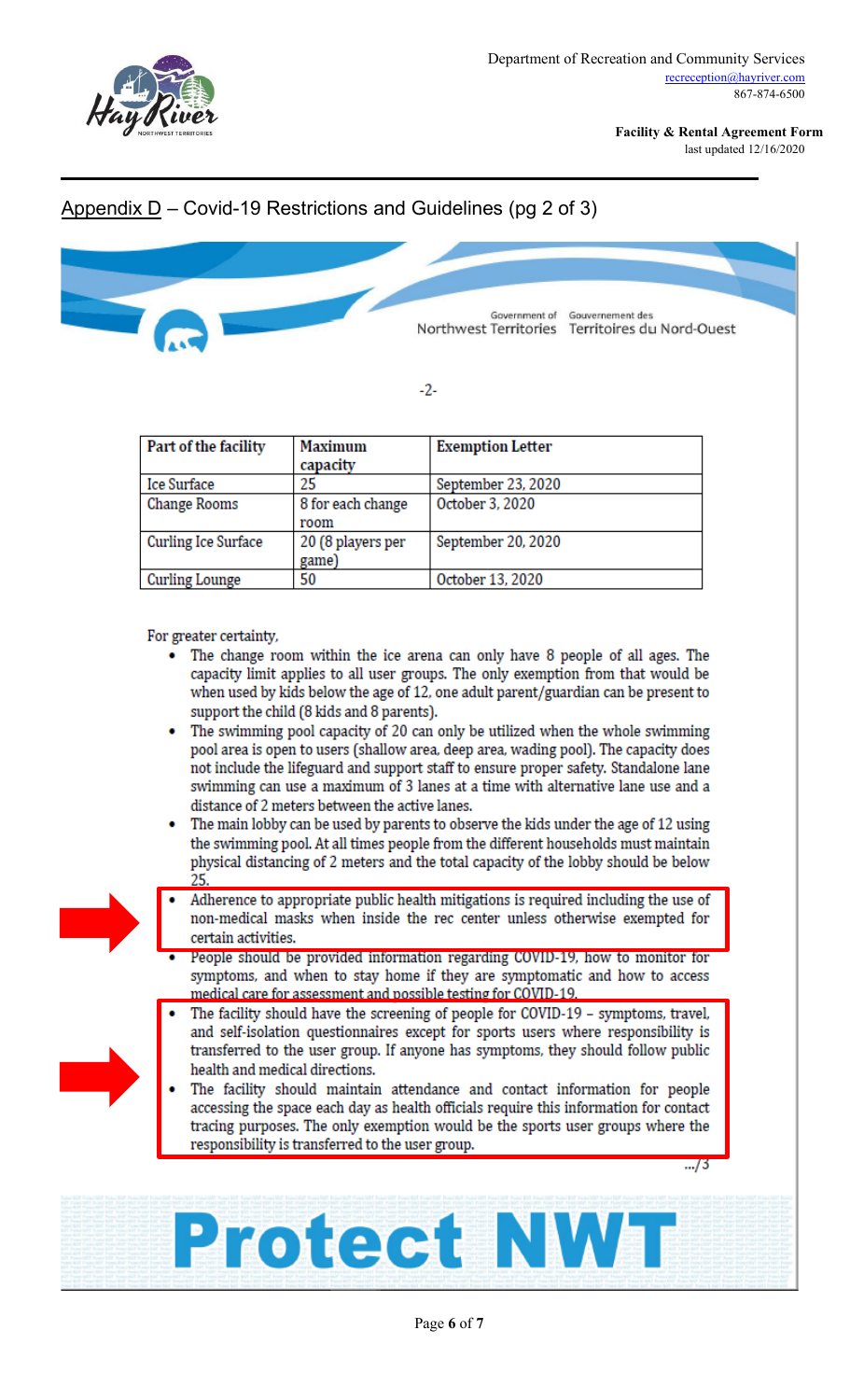Department of Recreation and Community Services
recreception@hayriver.com
867-874-6500

**Facility & Rental Agreement Form**
last updated 12/16/2020

## Appendix D – Covid-19 Restrictions and Guidelines (pg 2 of 3)

Government of Northwest Territories / Gouvernement des Territoires du Nord-Ouest

-2-

| Part of the facility | Maximum capacity | Exemption Letter |
|---|---|---|
| Ice Surface | 25 | September 23, 2020 |
| Change Rooms | 8 for each change room | October 3, 2020 |
| Curling Ice Surface | 20 (8 players per game) | September 20, 2020 |
| Curling Lounge | 50 | October 13, 2020 |

For greater certainty,

- The change room within the ice arena can only have 8 people of all ages. The capacity limit applies to all user groups. The only exemption from that would be when used by kids below the age of 12, one adult parent/guardian can be present to support the child (8 kids and 8 parents).
- The swimming pool capacity of 20 can only be utilized when the whole swimming pool area is open to users (shallow area, deep area, wading pool). The capacity does not include the lifeguard and support staff to ensure proper safety. Standalone lane swimming can use a maximum of 3 lanes at a time with alternative lane use and a distance of 2 meters between the active lanes.
- The main lobby can be used by parents to observe the kids under the age of 12 using the swimming pool. At all times people from the different households must maintain physical distancing of 2 meters and the total capacity of the lobby should be below 25.
- Adherence to appropriate public health mitigations is required including the use of non-medical masks when inside the rec center unless otherwise exempted for certain activities.
- People should be provided information regarding COVID-19, how to monitor for symptoms, and when to stay home if they are symptomatic and how to access medical care for assessment and possible testing for COVID-19.
- The facility should have the screening of people for COVID-19 – symptoms, travel, and self-isolation questionnaires except for sports users where responsibility is transferred to the user group. If anyone has symptoms, they should follow public health and medical directions.
- The facility should maintain attendance and contact information for people accessing the space each day as health officials require this information for contact tracing purposes. The only exemption would be the sports user groups where the responsibility is transferred to the user group.

.../3

**Protect NWT**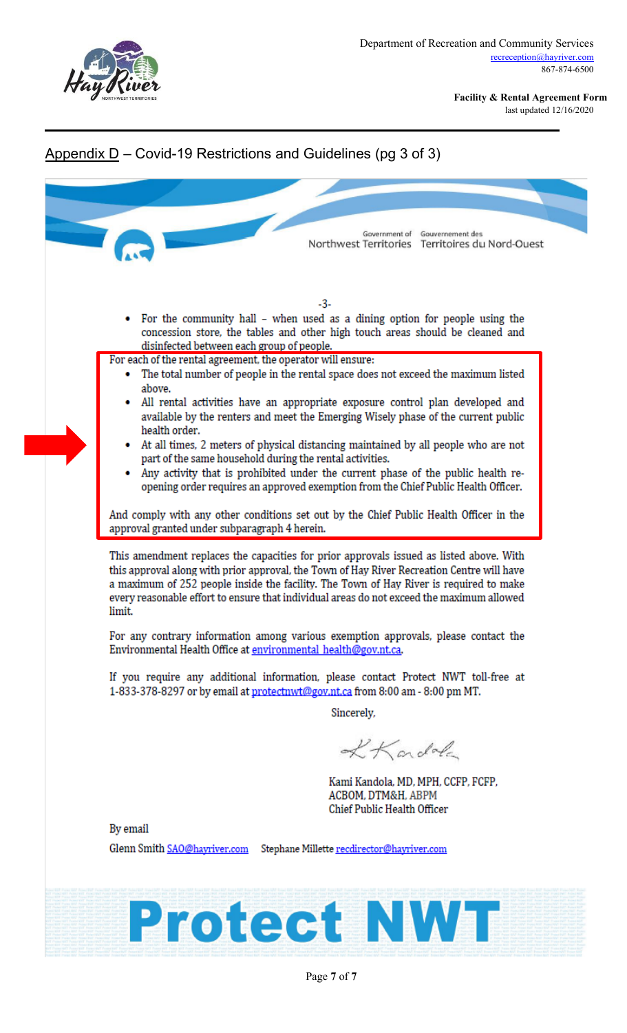Department of Recreation and Community Services
recreception@hayriver.com
867-874-6500

**Facility & Rental Agreement Form**
last updated 12/16/2020

## Appendix D – Covid-19 Restrictions and Guidelines (pg 3 of 3)

Government of Northwest Territories | Gouvernement des Territoires du Nord-Ouest

-3-

- For the community hall – when used as a dining option for people using the concession store, the tables and other high touch areas should be cleaned and disinfected between each group of people.

For each of the rental agreement, the operator will ensure:

- The total number of people in the rental space does not exceed the maximum listed above.
- All rental activities have an appropriate exposure control plan developed and available by the renters and meet the Emerging Wisely phase of the current public health order.
- At all times, 2 meters of physical distancing maintained by all people who are not part of the same household during the rental activities.
- Any activity that is prohibited under the current phase of the public health re-opening order requires an approved exemption from the Chief Public Health Officer.

And comply with any other conditions set out by the Chief Public Health Officer in the approval granted under subparagraph 4 herein.

This amendment replaces the capacities for prior approvals issued as listed above. With this approval along with prior approval, the Town of Hay River Recreation Centre will have a maximum of 252 people inside the facility. The Town of Hay River is required to make every reasonable effort to ensure that individual areas do not exceed the maximum allowed limit.

For any contrary information among various exemption approvals, please contact the Environmental Health Office at environmental_health@gov.nt.ca.

If you require any additional information, please contact Protect NWT toll-free at 1-833-378-8297 or by email at protectnwt@gov.nt.ca from 8:00 am - 8:00 pm MT.

Sincerely,

Kami Kandola, MD, MPH, CCFP, FCFP, ACBOM, DTM&H, ABPM
Chief Public Health Officer

By email

Glenn Smith SAO@hayriver.com Stephane Millette recdirector@hayriver.com

**Protect NWT**